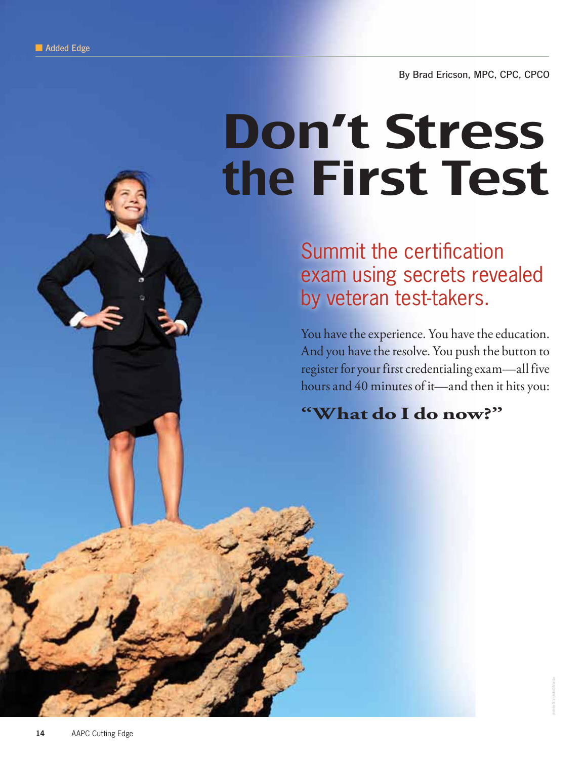Added Edge

By Brad Ericson, MPC, CPC, CPCO

# Don't Stress the First Test

## Summit the certification exam using secrets revealed by veteran test-takers.

You have the experience. You have the education. And you have the resolve. You push the button to register for your first credentialing exam—all five hours and 40 minutes of it—and then it hits you:

**"What do I do now?"**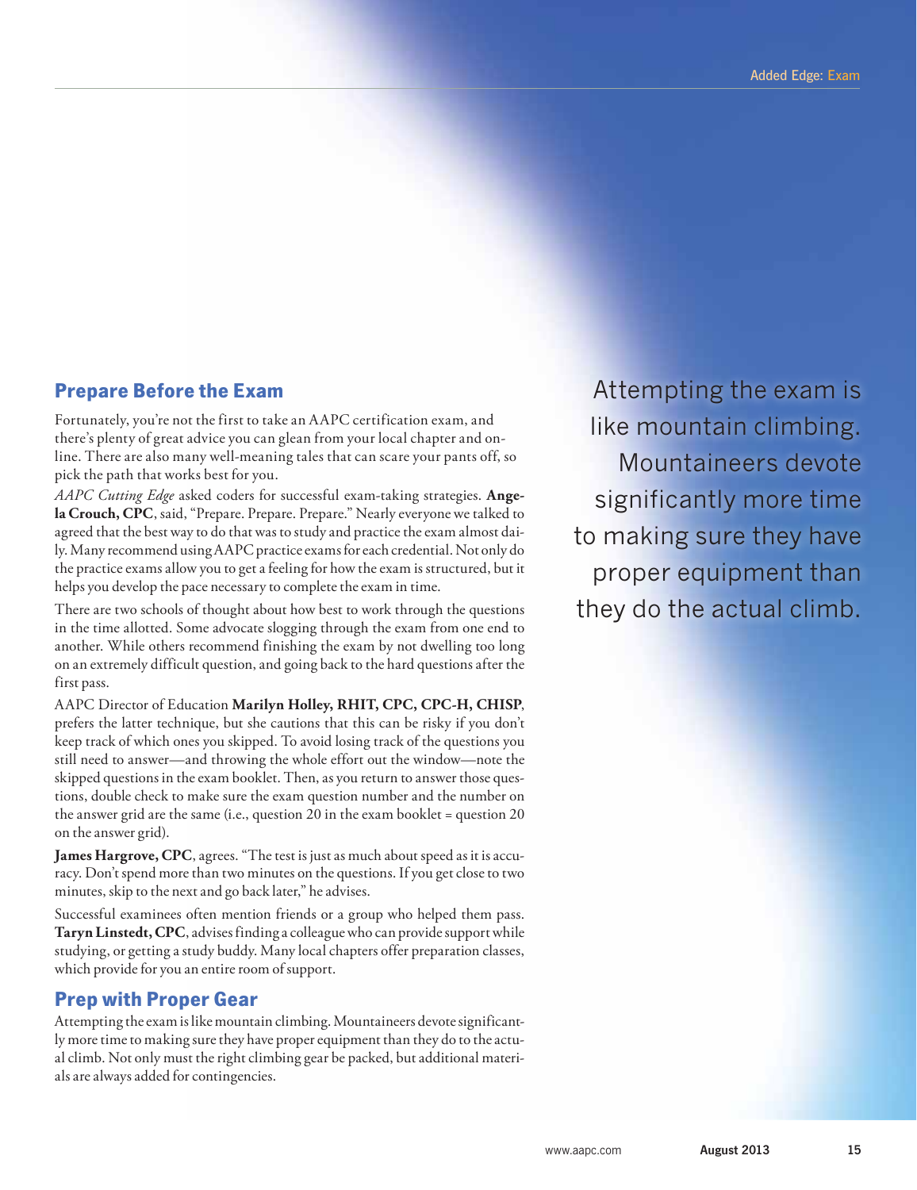## Prepare Before the Exam

Fortunately, you're not the first to take an AAPC certification exam, and there's plenty of great advice you can glean from your local chapter and online. There are also many well-meaning tales that can scare your pants off, so pick the path that works best for you.

*AAPC Cutting Edge* asked coders for successful exam-taking strategies. **Angela Crouch, CPC**, said, "Prepare. Prepare. Prepare." Nearly everyone we talked to agreed that the best way to do that was to study and practice the exam almost daily. Many recommend using AAPC practice exams for each credential. Not only do the practice exams allow you to get a feeling for how the exam is structured, but it helps you develop the pace necessary to complete the exam in time.

There are two schools of thought about how best to work through the questions in the time allotted. Some advocate slogging through the exam from one end to another. While others recommend finishing the exam by not dwelling too long on an extremely difficult question, and going back to the hard questions after the first pass.

AAPC Director of Education **Marilyn Holley, RHIT, CPC, CPC-H, CHISP**, prefers the latter technique, but she cautions that this can be risky if you don't keep track of which ones you skipped. To avoid losing track of the questions you still need to answer—and throwing the whole effort out the window—note the skipped questions in the exam booklet. Then, as you return to answer those questions, double check to make sure the exam question number and the number on the answer grid are the same (i.e., question 20 in the exam booklet = question 20 on the answer grid).

**James Hargrove, CPC**, agrees. "The test is just as much about speed as it is accuracy. Don't spend more than two minutes on the questions. If you get close to two minutes, skip to the next and go back later," he advises.

Successful examinees often mention friends or a group who helped them pass. **Taryn Linstedt, CPC**, advises finding a colleague who can provide support while studying, or getting a study buddy. Many local chapters offer preparation classes, which provide for you an entire room of support.

## Prep with Proper Gear

Attempting the exam is like mountain climbing. Mountaineers devote significantly more time to making sure they have proper equipment than they do to the actual climb. Not only must the right climbing gear be packed, but additional materials are always added for contingencies.

> Attempting the exam is like mountain climbing. Mountaineers devote significantly more time to making sure they have proper equipment than they do the actual climb.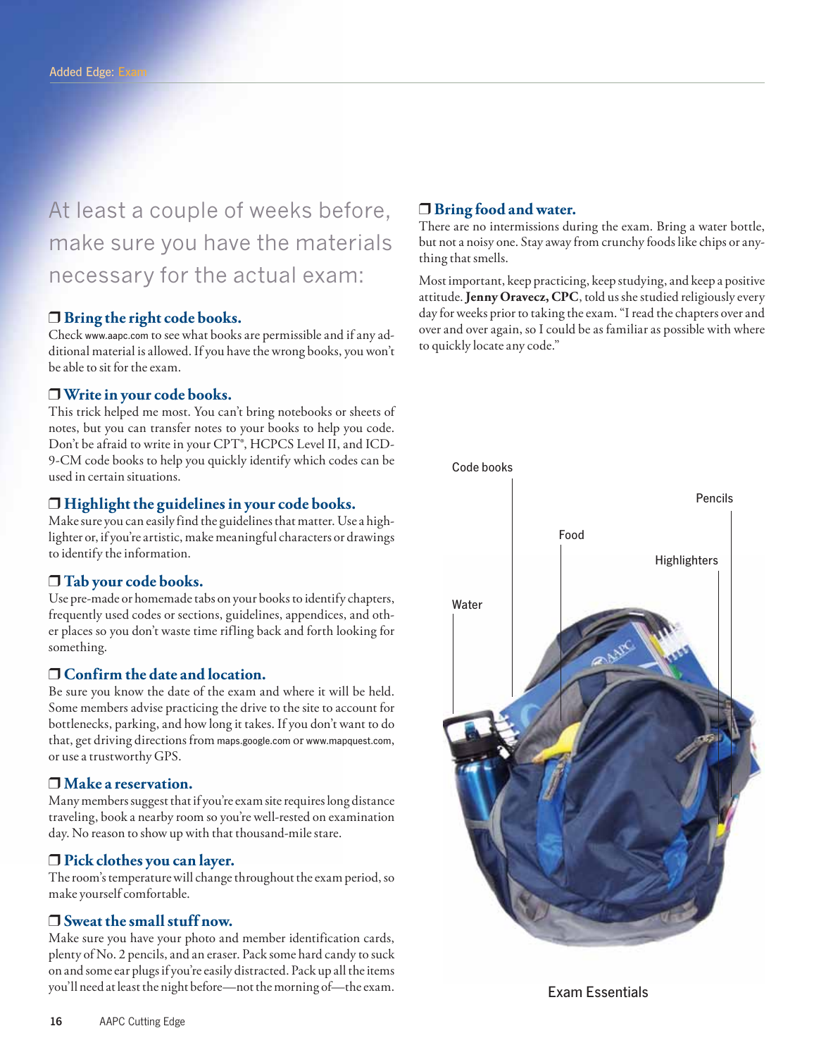At least a couple of weeks before, make sure you have the materials necessary for the actual exam:

### ❒ Bring the right code books.

Check www.aapc.com to see what books are permissible and if any additional material is allowed. If you have the wrong books, you won't be able to sit for the exam.

### ❒ Write in your code books.

This trick helped me most. You can't bring notebooks or sheets of notes, but you can transfer notes to your books to help you code. Don't be afraid to write in your CPT®, HCPCS Level II, and ICD-9-CM code books to help you quickly identify which codes can be used in certain situations.

### ❒ Highlight the guidelines in your code books.

Make sure you can easily find the guidelines that matter. Use a highlighter or, if you're artistic, make meaningful characters or drawings to identify the information.

### ❒ Tab your code books.

Use pre-made or homemade tabs on your books to identify chapters, frequently used codes or sections, guidelines, appendices, and other places so you don't waste time rifling back and forth looking for something.

### ❒ Confirm the date and location.

Be sure you know the date of the exam and where it will be held. Some members advise practicing the drive to the site to account for bottlenecks, parking, and how long it takes. If you don't want to do that, get driving directions from maps.google.com or www.mapquest.com, or use a trustworthy GPS.

### ❒ Make a reservation.

Many members suggest that if you're exam site requires long distance traveling, book a nearby room so you're well-rested on examination day. No reason to show up with that thousand-mile stare.

### ❒ Pick clothes you can layer.

The room's temperature will change throughout the exam period, so make yourself comfortable.

### ❒ Sweat the small stuff now.

Make sure you have your photo and member identification cards, plenty of No. 2 pencils, and an eraser. Pack some hard candy to suck on and some ear plugs if you're easily distracted. Pack up all the items you'll need at least the night before—not the morning of—the exam.

### ❒ Bring food and water.

There are no intermissions during the exam. Bring a water bottle, but not a noisy one. Stay away from crunchy foods like chips or anything that smells.

Most important, keep practicing, keep studying, and keep a positive attitude. **Jenny Oravecz, CPC**, told us she studied religiously every day for weeks prior to taking the exam. "I read the chapters over and over and over again, so I could be as familiar as possible with where to quickly locate any code."

Code books

Pencils

Food

Highlighters

Water

Exam Essentials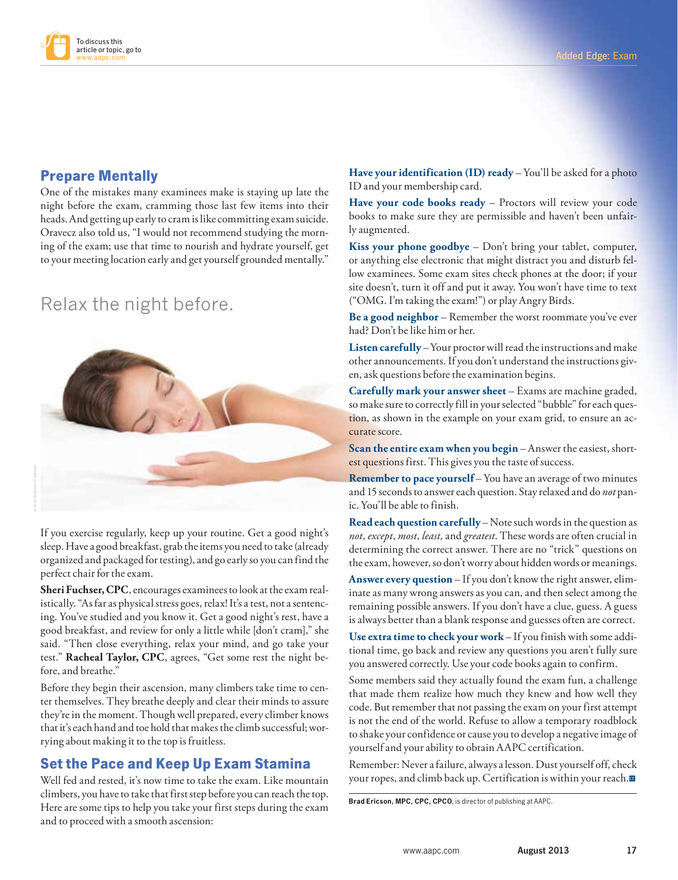## Prepare Mentally

One of the mistakes many examinees make is staying up late the night before the exam, cramming those last few items into their heads. And getting up early to cram is like committing exam suicide. Oravecz also told us, "I would not recommend studying the morning of the exam; use that time to nourish and hydrate yourself, get to your meeting location early and get yourself grounded mentally."

Relax the night before.

If you exercise regularly, keep up your routine. Get a good night's sleep. Have a good breakfast, grab the items you need to take (already organized and packaged for testing), and go early so you can find the perfect chair for the exam.

**Sheri Fuchser, CPC**, encourages examinees to look at the exam realistically. "As far as physical stress goes, relax! It's a test, not a sentencing. You've studied and you know it. Get a good night's rest, have a good breakfast, and review for only a little while [don't cram]," she said. "Then close everything, relax your mind, and go take your test." **Racheal Taylor, CPC**, agrees, "Get some rest the night before, and breathe."

Before they begin their ascension, many climbers take time to center themselves. They breathe deeply and clear their minds to assure they're in the moment. Though well prepared, every climber knows that it's each hand and toe hold that makes the climb successful; worrying about making it to the top is fruitless.

## Set the Pace and Keep Up Exam Stamina

Well fed and rested, it's now time to take the exam. Like mountain climbers, you have to take that first step before you can reach the top. Here are some tips to help you take your first steps during the exam and to proceed with a smooth ascension:

**Have your identification (ID) ready** – You'll be asked for a photo ID and your membership card.

**Have your code books ready** – Proctors will review your code books to make sure they are permissible and haven't been unfairly augmented.

**Kiss your phone goodbye** – Don't bring your tablet, computer, or anything else electronic that might distract you and disturb fellow examinees. Some exam sites check phones at the door; if your site doesn't, turn it off and put it away. You won't have time to text ("OMG. I'm taking the exam!") or play Angry Birds.

**Be a good neighbor** – Remember the worst roommate you've ever had? Don't be like him or her.

**Listen carefully** – Your proctor will read the instructions and make other announcements. If you don't understand the instructions given, ask questions before the examination begins.

**Carefully mark your answer sheet** – Exams are machine graded, so make sure to correctly fill in your selected "bubble" for each question, as shown in the example on your exam grid, to ensure an accurate score.

**Scan the entire exam when you begin** – Answer the easiest, shortest questions first. This gives you the taste of success.

**Remember to pace yourself** – You have an average of two minutes and 15 seconds to answer each question. Stay relaxed and do *not* panic. You'll be able to finish.

**Read each question carefully** – Note such words in the question as *not*, *except*, *most*, *least,* and *greatest*. These words are often crucial in determining the correct answer. There are no "trick" questions on the exam, however, so don't worry about hidden words or meanings.

**Answer every question** – If you don't know the right answer, eliminate as many wrong answers as you can, and then select among the remaining possible answers. If you don't have a clue, guess. A guess is always better than a blank response and guesses often are correct.

**Use extra time to check your work** – If you finish with some additional time, go back and review any questions you aren't fully sure you answered correctly. Use your code books again to confirm.

Some members said they actually found the exam fun, a challenge that made them realize how much they knew and how well they code. But remember that not passing the exam on your first attempt is not the end of the world. Refuse to allow a temporary roadblock to shake your confidence or cause you to develop a negative image of yourself and your ability to obtain AAPC certification.

Remember: Never a failure, always a lesson. Dust yourself off, check your ropes, and climb back up. Certification is within your reach.

**Brad Ericson, MPC, CPC, CPCO**, is director of publishing at AAPC.